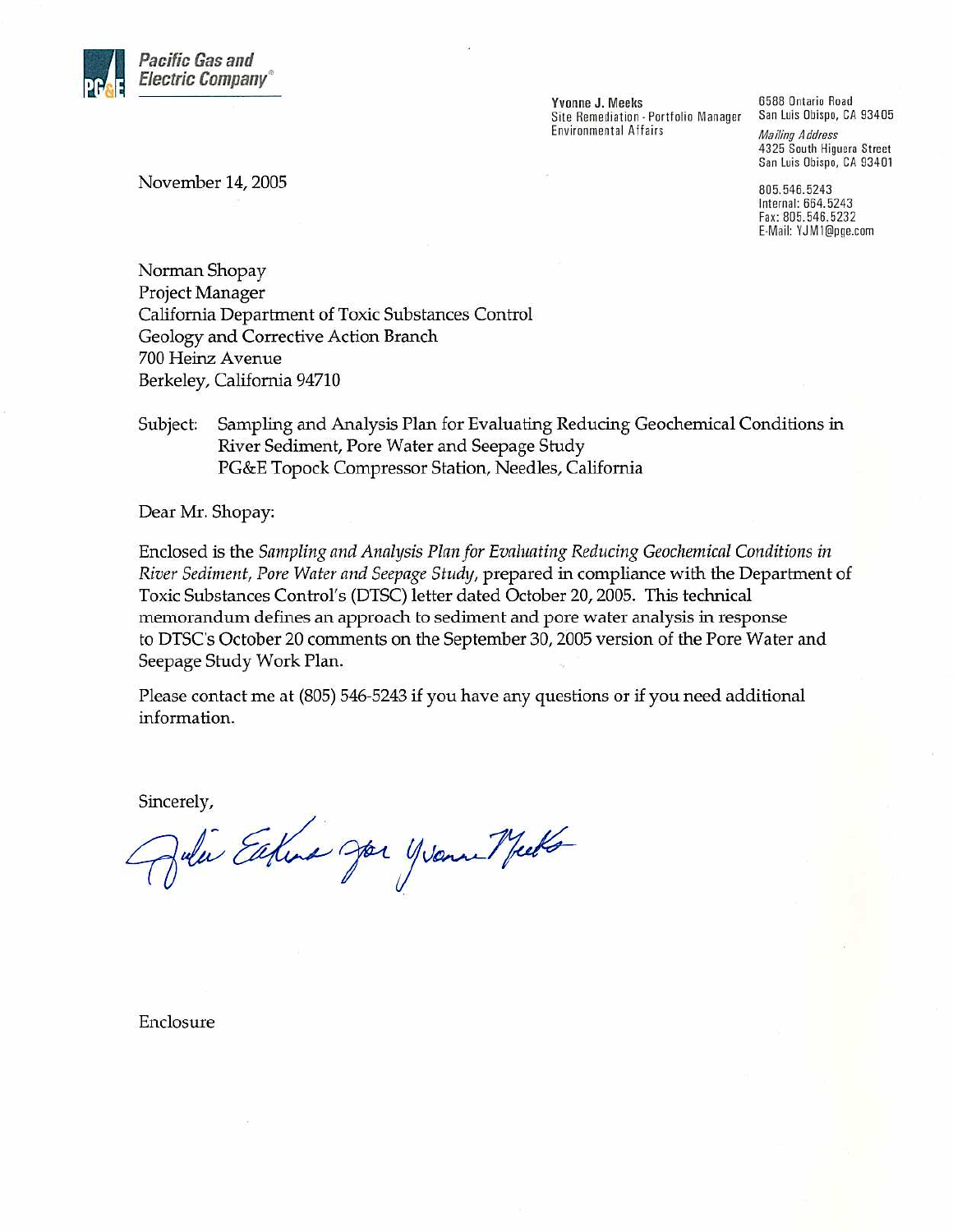**Pacific Gas and Electric Company**

**Yvonne J. Meeks**
Site Remediation - Portfolio Manager
Environmental Affairs

6588 Ontario Road
San Luis Obispo, CA 93405

*Mailing Address*
4325 South Higuera Street
San Luis Obispo, CA 93401

805.546.5243
Internal: 664.5243
Fax: 805.546.5232
E-Mail: YJM1@pge.com

November 14, 2005

Norman Shopay
Project Manager
California Department of Toxic Substances Control
Geology and Corrective Action Branch
700 Heinz Avenue
Berkeley, California 94710

Subject: Sampling and Analysis Plan for Evaluating Reducing Geochemical Conditions in River Sediment, Pore Water and Seepage Study
PG&E Topock Compressor Station, Needles, California

Dear Mr. Shopay:

Enclosed is the *Sampling and Analysis Plan for Evaluating Reducing Geochemical Conditions in River Sediment, Pore Water and Seepage Study*, prepared in compliance with the Department of Toxic Substances Control's (DTSC) letter dated October 20, 2005. This technical memorandum defines an approach to sediment and pore water analysis in response to DTSC's October 20 comments on the September 30, 2005 version of the Pore Water and Seepage Study Work Plan.

Please contact me at (805) 546-5243 if you have any questions or if you need additional information.

Sincerely,

Julie Eakins for Yvonne Meeks

Enclosure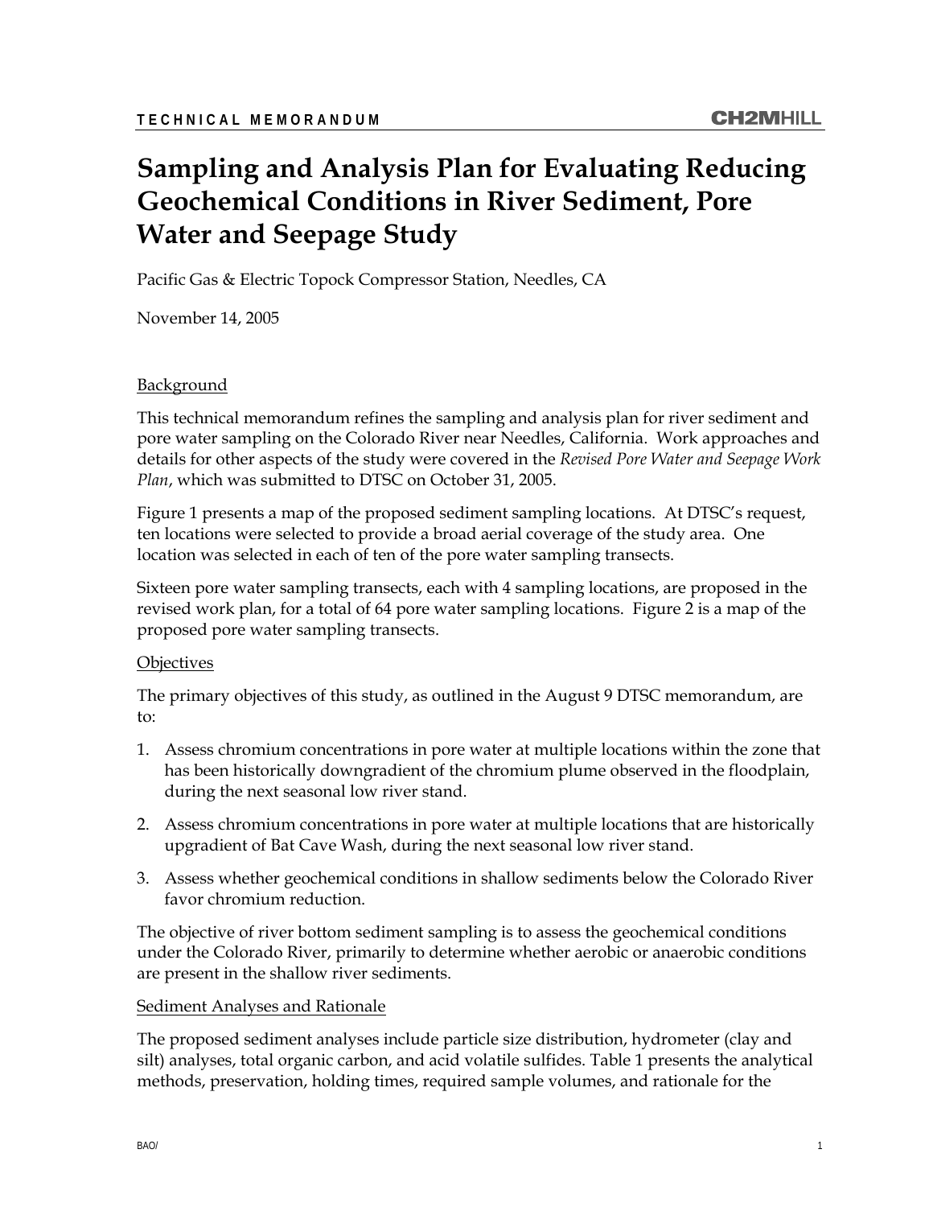**TECHNICAL MEMORANDUM**

# Sampling and Analysis Plan for Evaluating Reducing Geochemical Conditions in River Sediment, Pore Water and Seepage Study

Pacific Gas & Electric Topock Compressor Station, Needles, CA

November 14, 2005

## Background

This technical memorandum refines the sampling and analysis plan for river sediment and pore water sampling on the Colorado River near Needles, California. Work approaches and details for other aspects of the study were covered in the *Revised Pore Water and Seepage Work Plan*, which was submitted to DTSC on October 31, 2005.

Figure 1 presents a map of the proposed sediment sampling locations. At DTSC's request, ten locations were selected to provide a broad aerial coverage of the study area. One location was selected in each of ten of the pore water sampling transects.

Sixteen pore water sampling transects, each with 4 sampling locations, are proposed in the revised work plan, for a total of 64 pore water sampling locations. Figure 2 is a map of the proposed pore water sampling transects.

## Objectives

The primary objectives of this study, as outlined in the August 9 DTSC memorandum, are to:

1. Assess chromium concentrations in pore water at multiple locations within the zone that has been historically downgradient of the chromium plume observed in the floodplain, during the next seasonal low river stand.
2. Assess chromium concentrations in pore water at multiple locations that are historically upgradient of Bat Cave Wash, during the next seasonal low river stand.
3. Assess whether geochemical conditions in shallow sediments below the Colorado River favor chromium reduction.

The objective of river bottom sediment sampling is to assess the geochemical conditions under the Colorado River, primarily to determine whether aerobic or anaerobic conditions are present in the shallow river sediments.

## Sediment Analyses and Rationale

The proposed sediment analyses include particle size distribution, hydrometer (clay and silt) analyses, total organic carbon, and acid volatile sulfides. Table 1 presents the analytical methods, preservation, holding times, required sample volumes, and rationale for the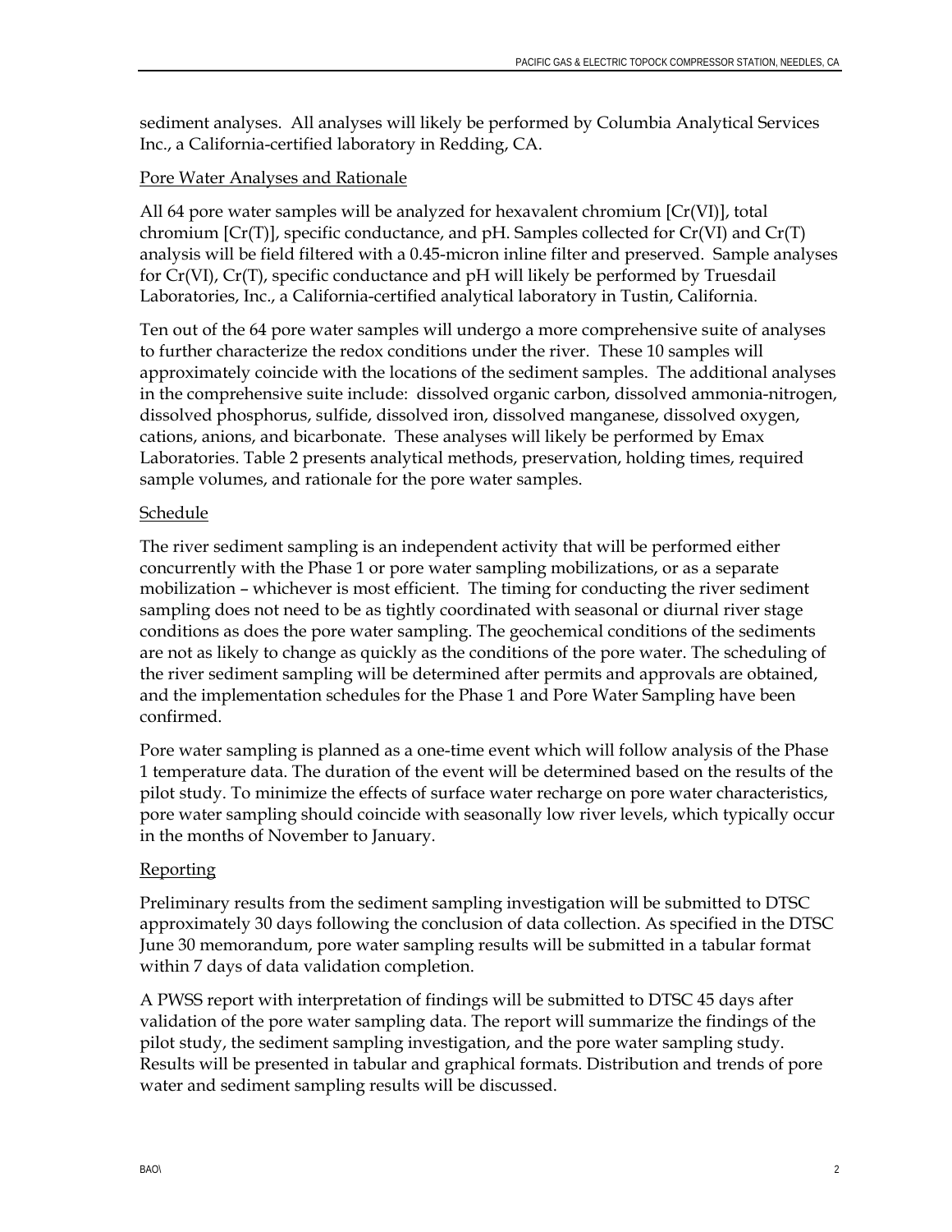sediment analyses. All analyses will likely be performed by Columbia Analytical Services Inc., a California-certified laboratory in Redding, CA.

Pore Water Analyses and Rationale

All 64 pore water samples will be analyzed for hexavalent chromium [Cr(VI)], total chromium [Cr(T)], specific conductance, and pH. Samples collected for Cr(VI) and Cr(T) analysis will be field filtered with a 0.45-micron inline filter and preserved. Sample analyses for Cr(VI), Cr(T), specific conductance and pH will likely be performed by Truesdail Laboratories, Inc., a California-certified analytical laboratory in Tustin, California.

Ten out of the 64 pore water samples will undergo a more comprehensive suite of analyses to further characterize the redox conditions under the river. These 10 samples will approximately coincide with the locations of the sediment samples. The additional analyses in the comprehensive suite include: dissolved organic carbon, dissolved ammonia-nitrogen, dissolved phosphorus, sulfide, dissolved iron, dissolved manganese, dissolved oxygen, cations, anions, and bicarbonate. These analyses will likely be performed by Emax Laboratories. Table 2 presents analytical methods, preservation, holding times, required sample volumes, and rationale for the pore water samples.

Schedule

The river sediment sampling is an independent activity that will be performed either concurrently with the Phase 1 or pore water sampling mobilizations, or as a separate mobilization – whichever is most efficient. The timing for conducting the river sediment sampling does not need to be as tightly coordinated with seasonal or diurnal river stage conditions as does the pore water sampling. The geochemical conditions of the sediments are not as likely to change as quickly as the conditions of the pore water. The scheduling of the river sediment sampling will be determined after permits and approvals are obtained, and the implementation schedules for the Phase 1 and Pore Water Sampling have been confirmed.

Pore water sampling is planned as a one-time event which will follow analysis of the Phase 1 temperature data. The duration of the event will be determined based on the results of the pilot study. To minimize the effects of surface water recharge on pore water characteristics, pore water sampling should coincide with seasonally low river levels, which typically occur in the months of November to January.

Reporting

Preliminary results from the sediment sampling investigation will be submitted to DTSC approximately 30 days following the conclusion of data collection. As specified in the DTSC June 30 memorandum, pore water sampling results will be submitted in a tabular format within 7 days of data validation completion.

A PWSS report with interpretation of findings will be submitted to DTSC 45 days after validation of the pore water sampling data. The report will summarize the findings of the pilot study, the sediment sampling investigation, and the pore water sampling study. Results will be presented in tabular and graphical formats. Distribution and trends of pore water and sediment sampling results will be discussed.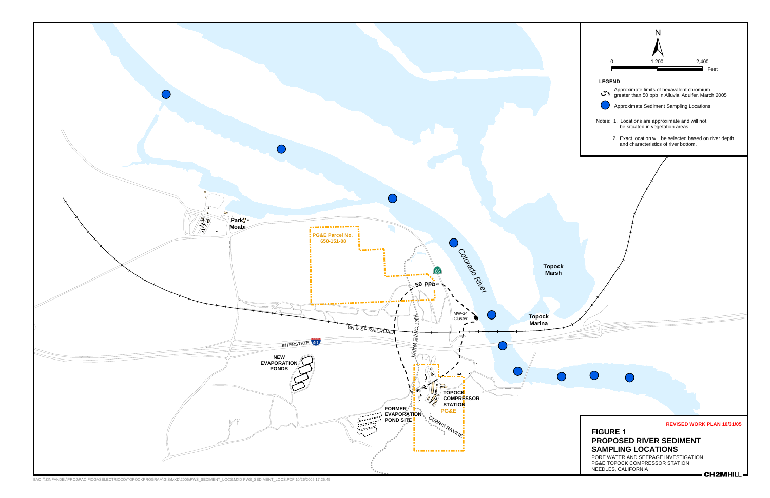**REVISED WORK PLAN 10/31/05**

# FIGURE 1
## PROPOSED RIVER SEDIMENT SAMPLING LOCATIONS

PORE WATER AND SEEPAGE INVESTIGATION
PG&E TOPOCK COMPRESSOR STATION
NEEDLES, CALIFORNIA

CH2MHILL

**LEGEND**

- Approximate limits of hexavalent chromium greater than 50 ppb in Alluvial Aquifer, March 2005
- Approximate Sediment Sampling Locations

Notes:
1. Locations are approximate and will not be situated in vegetation areas
2. Exact location will be selected based on river depth and characteristics of river bottom.

N

0 1,200 2,400 Feet

Park-Moabi
PG&E Parcel No. 650-151-08
66
50 ppb
Colorado River
Topock Marsh
Topock Marina
MW-34 Cluster
BAT CAVE WASH
BN & SF RAILROAD
INTERSTATE 40
NEW EVAPORATION PONDS
TOPOCK COMPRESSOR STATION
PG&E
FORMER EVAPORATION POND SITE
DEBRIS RAVINE

BAO \\ZINFANDEL\PROJ\PACIFICGASELECTRICCO\TOPOCKPROGRAM\GIS\MXD\2005\PWS_SEDIMENT_LOCS.MXD PWS_SEDIMENT_LOCS.PDF 10/26/2005 17:25:45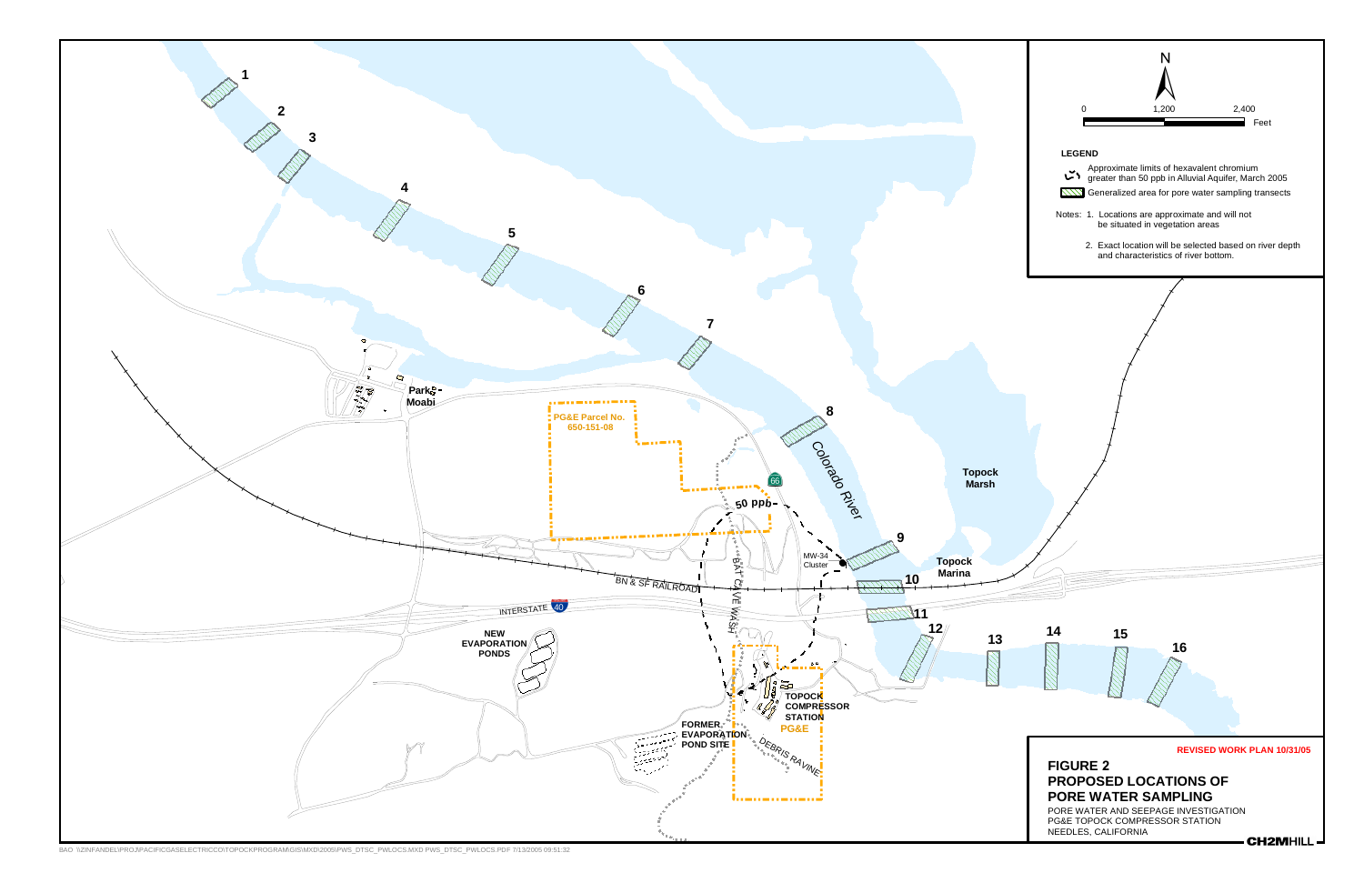1

2

3

4

5

6

7

8

9

10

11

12

13

14

15

16

Colorado River

Park Moabi

PG&E Parcel No. 650-151-08

66

50 ppb

MW-34 Cluster

BN & SF RAILROAD

BAT CAVE WASH

INTERSTATE 40

NEW EVAPORATION PONDS

TOPOCK COMPRESSOR STATION

PG&E

FORMER EVAPORATION POND SITE

DEBRIS RAVINE

Topock Marsh

Topock Marina

N

0 1,200 2,400 Feet

**LEGEND**

Approximate limits of hexavalent chromium greater than 50 ppb in Alluvial Aquifer, March 2005

Generalized area for pore water sampling transects

Notes:
1. Locations are approximate and will not be situated in vegetation areas
2. Exact location will be selected based on river depth and characteristics of river bottom.

**REVISED WORK PLAN 10/31/05**

## FIGURE 2
## PROPOSED LOCATIONS OF PORE WATER SAMPLING

PORE WATER AND SEEPAGE INVESTIGATION
PG&E TOPOCK COMPRESSOR STATION
NEEDLES, CALIFORNIA

**CH2MHILL**

BAO \\ZINFANDEL\PROJ\PACIFICGASELECTRICCO\TOPOCKPROGRAM\GIS\MXD\2005\PWS_DTSC_PWLOCS.MXD PWS_DTSC_PWLOCS.PDF 7/13/2005 09:51:32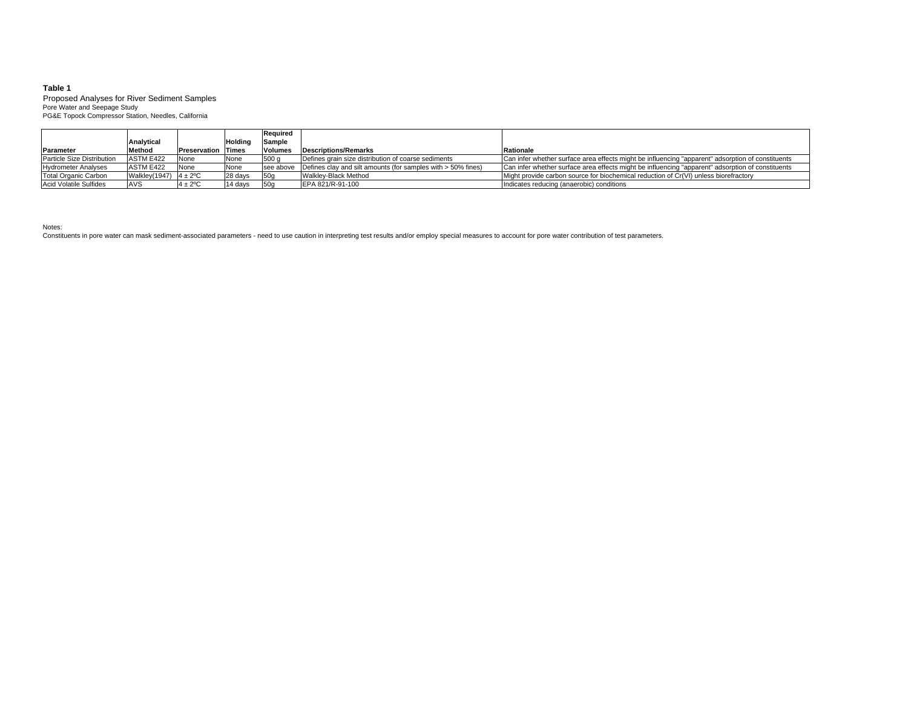**Table 1**

Proposed Analyses for River Sediment Samples

Pore Water and Seepage Study

PG&E Topock Compressor Station, Needles, California

| Parameter | Analytical Method | Preservation | Holding Times | Required Sample Volumes | Descriptions/Remarks | Rationale |
|---|---|---|---|---|---|---|
| Particle Size Distribution | ASTM E422 | None | None | 500 g | Defines grain size distribution of coarse sediments | Can infer whether surface area effects might be influencing "apparent" adsorption of constituents |
| Hydrometer Analyses | ASTM E422 | None | None | see above | Defines clay and silt amounts (for samples with > 50% fines) | Can infer whether surface area effects might be influencing "apparent" adsorption of constituents |
| Total Organic Carbon | Walkley(1947) | 4 ± 2ºC | 28 days | 50g | Walkley-Black Method | Might provide carbon source for biochemical reduction of Cr(VI) unless biorefractory |
| Acid Volatile Sulfides | AVS | 4 ± 2ºC | 14 days | 50g | EPA 821/R-91-100 | Indicates reducing (anaerobic) conditions |

Notes:

Constituents in pore water can mask sediment-associated parameters - need to use caution in interpreting test results and/or employ special measures to account for pore water contribution of test parameters.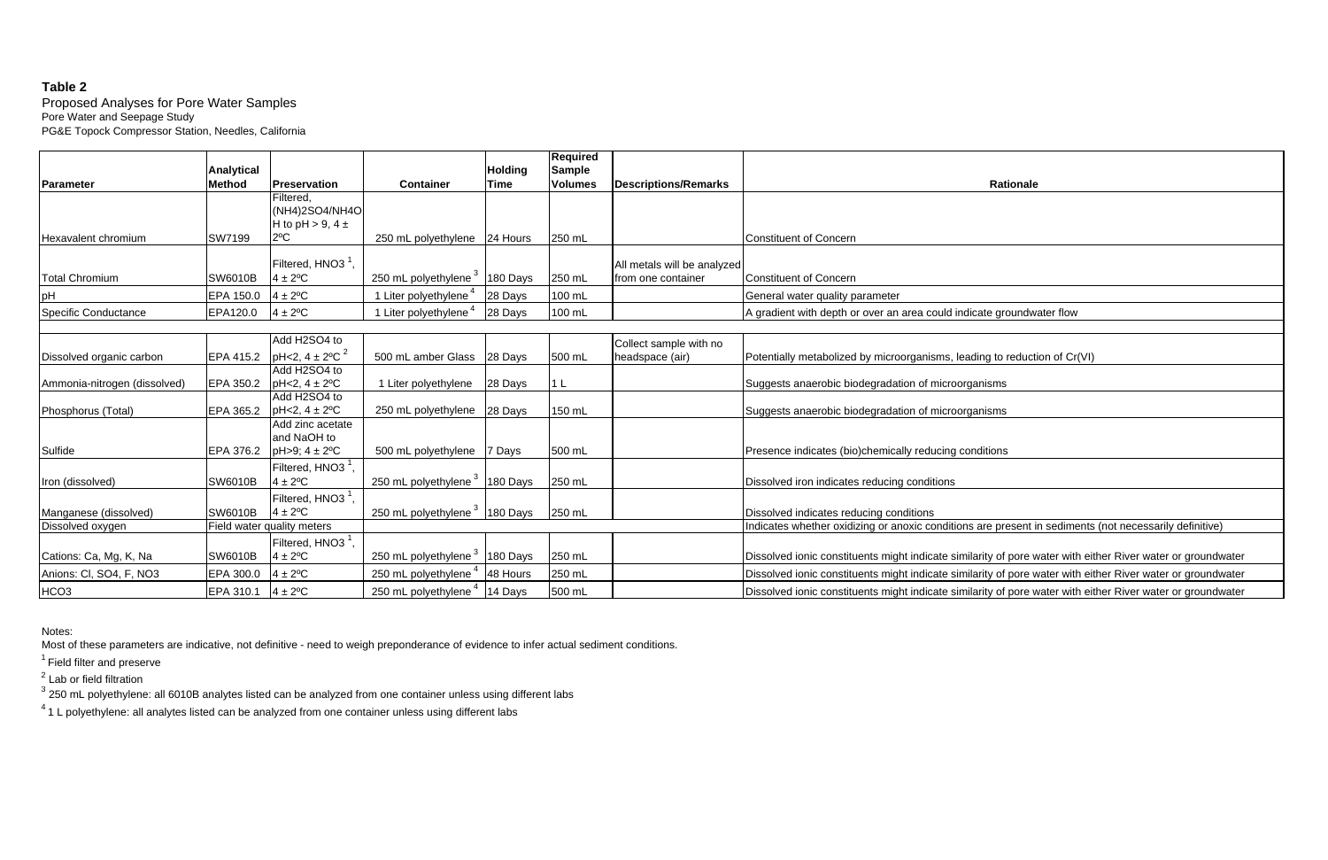**Table 2**

Proposed Analyses for Pore Water Samples

Pore Water and Seepage Study

PG&E Topock Compressor Station, Needles, California

| Parameter | Analytical Method | Preservation | Container | Holding Time | Required Sample Volumes | Descriptions/Remarks | Rationale |
|---|---|---|---|---|---|---|---|
| Hexavalent chromium | SW7199 | Filtered, $(NH_4)_2SO_4/NH_4OH$ to pH > 9, 4 ± 2ºC | 250 mL polyethylene | 24 Hours | 250 mL | | Constituent of Concern |
| Total Chromium | SW6010B | Filtered, $HNO_3$ [1], 4 ± 2ºC | 250 mL polyethylene [3] | 180 Days | 250 mL | All metals will be analyzed from one container | Constituent of Concern |
| pH | EPA 150.0 | 4 ± 2ºC | 1 Liter polyethylene [4] | 28 Days | 100 mL | | General water quality parameter |
| Specific Conductance | EPA120.0 | 4 ± 2ºC | 1 Liter polyethylene [4] | 28 Days | 100 mL | | A gradient with depth or over an area could indicate groundwater flow |
| | | | | | | | |
| Dissolved organic carbon | EPA 415.2 | Add $H_2SO_4$ to pH<2, 4 ± 2ºC [2] | 500 mL amber Glass | 28 Days | 500 mL | Collect sample with no headspace (air) | Potentially metabolized by microorganisms, leading to reduction of Cr(VI) |
| Ammonia-nitrogen (dissolved) | EPA 350.2 | Add $H_2SO_4$ to pH<2, 4 ± 2ºC | 1 Liter polyethylene | 28 Days | 1 L | | Suggests anaerobic biodegradation of microorganisms |
| Phosphorus (Total) | EPA 365.2 | Add $H_2SO_4$ to pH<2, 4 ± 2ºC | 250 mL polyethylene | 28 Days | 150 mL | | Suggests anaerobic biodegradation of microorganisms |
| Sulfide | EPA 376.2 | Add zinc acetate and NaOH to pH>9; 4 ± 2ºC | 500 mL polyethylene | 7 Days | 500 mL | | Presence indicates (bio)chemically reducing conditions |
| Iron (dissolved) | SW6010B | Filtered, $HNO_3$ [1], 4 ± 2ºC | 250 mL polyethylene [3] | 180 Days | 250 mL | | Dissolved iron indicates reducing conditions |
| Manganese (dissolved) | SW6010B | Filtered, $HNO_3$ [1], 4 ± 2ºC | 250 mL polyethylene [3] | 180 Days | 250 mL | | Dissolved indicates reducing conditions |
| Dissolved oxygen | Field water quality meters | | | | | | Indicates whether oxidizing or anoxic conditions are present in sediments (not necessarily definitive) |
| Cations: Ca, Mg, K, Na | SW6010B | Filtered, $HNO_3$ [1], 4 ± 2ºC | 250 mL polyethylene [3] | 180 Days | 250 mL | | Dissolved ionic constituents might indicate similarity of pore water with either River water or groundwater |
| Anions: Cl, $SO_4$, F, $NO_3$ | EPA 300.0 | 4 ± 2ºC | 250 mL polyethylene [4] | 48 Hours | 250 mL | | Dissolved ionic constituents might indicate similarity of pore water with either River water or groundwater |
| $HCO_3$ | EPA 310.1 | 4 ± 2ºC | 250 mL polyethylene [4] | 14 Days | 500 mL | | Dissolved ionic constituents might indicate similarity of pore water with either River water or groundwater |

Notes:

Most of these parameters are indicative, not definitive - need to weigh preponderance of evidence to infer actual sediment conditions.

[1] Field filter and preserve

[2] Lab or field filtration

[3] 250 mL polyethylene: all 6010B analytes listed can be analyzed from one container unless using different labs

[4] 1 L polyethylene: all analytes listed can be analyzed from one container unless using different labs